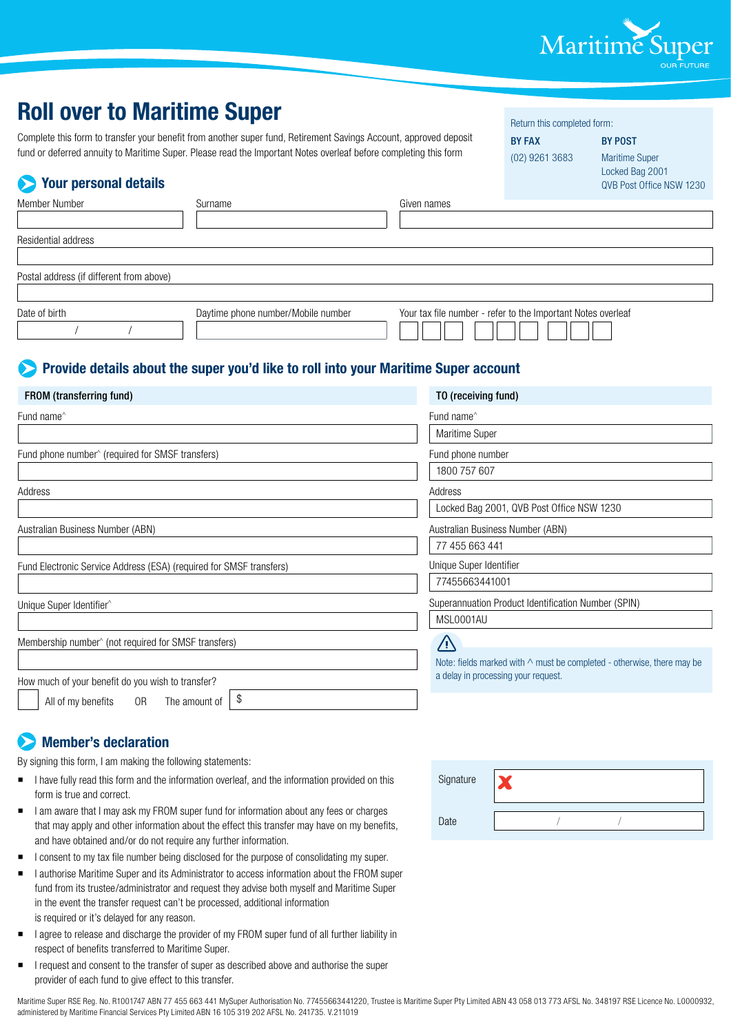# Roll over to Maritime Super

Complete this form to transfer your benefit from another super fund, Retirement Savings Account, approved deposit fund or deferred annuity to Maritime Super. Please read the Important Notes overleaf before completing this form

Return this completed form:

**BY FAX**
(02) 9261 3683

**BY POST**
Maritime Super
Locked Bag 2001
QVB Post Office NSW 1230

## Your personal details

Member Number

Surname

Given names

Residential address

Postal address (if different from above)

Date of birth  / /

Daytime phone number/Mobile number

Your tax file number - refer to the Important Notes overleaf

## Provide details about the super you'd like to roll into your Maritime Super account

| FROM (transferring fund) | TO (receiving fund) |
|---|---|
| Fund name^ | Fund name^ |
| | Maritime Super |
| Fund phone number^ (required for SMSF transfers) | Fund phone number |
| | 1800 757 607 |
| Address | Address |
| | Locked Bag 2001, QVB Post Office NSW 1230 |
| Australian Business Number (ABN) | Australian Business Number (ABN) |
| | 77 455 663 441 |
| Fund Electronic Service Address (ESA) (required for SMSF transfers) | Unique Super Identifier |
| | 77455663441001 |
| Unique Super Identifier^ | Superannuation Product Identification Number (SPIN) |
| | MSL0001AU |
| Membership number^ (not required for SMSF transfers) | Note: fields marked with ^ must be completed - otherwise, there may be a delay in processing your request. |

How much of your benefit do you wish to transfer?

☐ All of my benefits OR The amount of $

## Member's declaration

By signing this form, I am making the following statements:

- I have fully read this form and the information overleaf, and the information provided on this form is true and correct.
- I am aware that I may ask my FROM super fund for information about any fees or charges that may apply and other information about the effect this transfer may have on my benefits, and have obtained and/or do not require any further information.
- I consent to my tax file number being disclosed for the purpose of consolidating my super.
- I authorise Maritime Super and its Administrator to access information about the FROM super fund from its trustee/administrator and request they advise both myself and Maritime Super in the event the transfer request can't be processed, additional information is required or it's delayed for any reason.
- I agree to release and discharge the provider of my FROM super fund of all further liability in respect of benefits transferred to Maritime Super.
- I request and consent to the transfer of super as described above and authorise the super provider of each fund to give effect to this transfer.

Signature ✗

Date / /

Maritime Super RSE Reg. No. R1001747 ABN 77 455 663 441 MySuper Authorisation No. 77455663441220, Trustee is Maritime Super Pty Limited ABN 43 058 013 773 AFSL No. 348197 RSE Licence No. L0000932, administered by Maritime Financial Services Pty Limited ABN 16 105 319 202 AFSL No. 241735. V.211019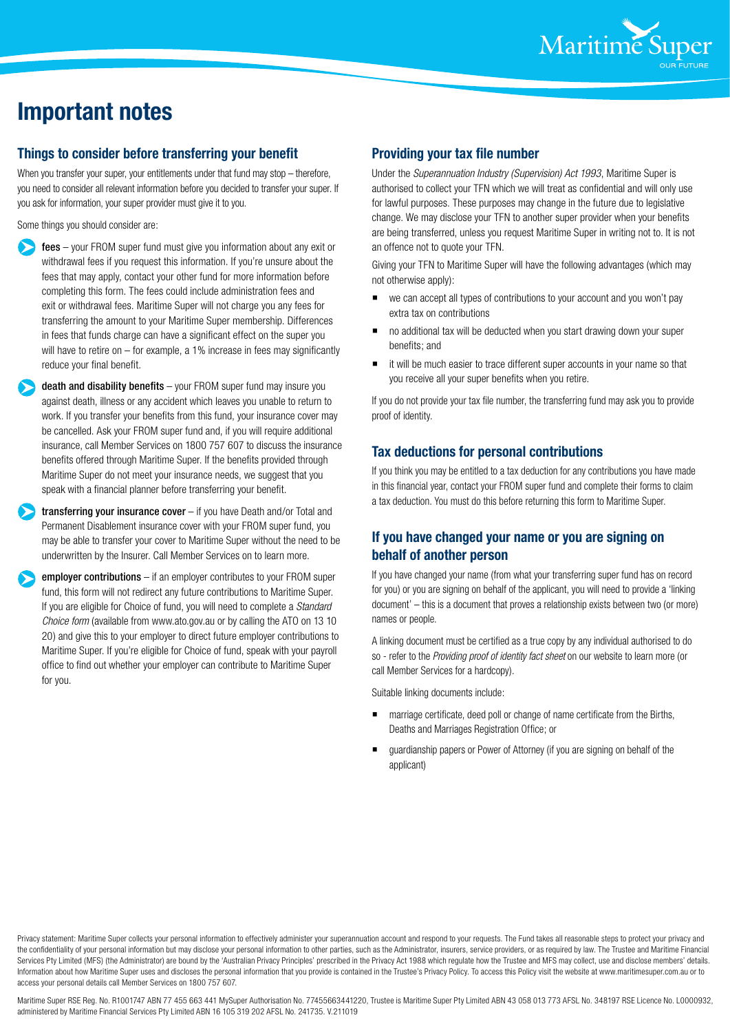# Important notes

## Things to consider before transferring your benefit

When you transfer your super, your entitlements under that fund may stop – therefore, you need to consider all relevant information before you decided to transfer your super. If you ask for information, your super provider must give it to you.

Some things you should consider are:

- **fees** – your FROM super fund must give you information about any exit or withdrawal fees if you request this information. If you're unsure about the fees that may apply, contact your other fund for more information before completing this form. The fees could include administration fees and exit or withdrawal fees. Maritime Super will not charge you any fees for transferring the amount to your Maritime Super membership. Differences in fees that funds charge can have a significant effect on the super you will have to retire on – for example, a 1% increase in fees may significantly reduce your final benefit.
- **death and disability benefits** – your FROM super fund may insure you against death, illness or any accident which leaves you unable to return to work. If you transfer your benefits from this fund, your insurance cover may be cancelled. Ask your FROM super fund and, if you will require additional insurance, call Member Services on 1800 757 607 to discuss the insurance benefits offered through Maritime Super. If the benefits provided through Maritime Super do not meet your insurance needs, we suggest that you speak with a financial planner before transferring your benefit.
- **transferring your insurance cover** – if you have Death and/or Total and Permanent Disablement insurance cover with your FROM super fund, you may be able to transfer your cover to Maritime Super without the need to be underwritten by the Insurer. Call Member Services on to learn more.
- **employer contributions** – if an employer contributes to your FROM super fund, this form will not redirect any future contributions to Maritime Super. If you are eligible for Choice of fund, you will need to complete a *Standard Choice form* (available from www.ato.gov.au or by calling the ATO on 13 10 20) and give this to your employer to direct future employer contributions to Maritime Super. If you're eligible for Choice of fund, speak with your payroll office to find out whether your employer can contribute to Maritime Super for you.

## Providing your tax file number

Under the *Superannuation Industry (Supervision) Act 1993*, Maritime Super is authorised to collect your TFN which we will treat as confidential and will only use for lawful purposes. These purposes may change in the future due to legislative change. We may disclose your TFN to another super provider when your benefits are being transferred, unless you request Maritime Super in writing not to. It is not an offence not to quote your TFN.

Giving your TFN to Maritime Super will have the following advantages (which may not otherwise apply):

- we can accept all types of contributions to your account and you won't pay extra tax on contributions
- no additional tax will be deducted when you start drawing down your super benefits; and
- it will be much easier to trace different super accounts in your name so that you receive all your super benefits when you retire.

If you do not provide your tax file number, the transferring fund may ask you to provide proof of identity.

## Tax deductions for personal contributions

If you think you may be entitled to a tax deduction for any contributions you have made in this financial year, contact your FROM super fund and complete their forms to claim a tax deduction. You must do this before returning this form to Maritime Super.

## If you have changed your name or you are signing on behalf of another person

If you have changed your name (from what your transferring super fund has on record for you) or you are signing on behalf of the applicant, you will need to provide a 'linking document' – this is a document that proves a relationship exists between two (or more) names or people.

A linking document must be certified as a true copy by any individual authorised to do so - refer to the *Providing proof of identity fact sheet* on our website to learn more (or call Member Services for a hardcopy).

Suitable linking documents include:

- marriage certificate, deed poll or change of name certificate from the Births, Deaths and Marriages Registration Office; or
- guardianship papers or Power of Attorney (if you are signing on behalf of the applicant)

Privacy statement: Maritime Super collects your personal information to effectively administer your superannuation account and respond to your requests. The Fund takes all reasonable steps to protect your privacy and the confidentiality of your personal information but may disclose your personal information to other parties, such as the Administrator, insurers, service providers, or as required by law. The Trustee and Maritime Financial Services Pty Limited (MFS) (the Administrator) are bound by the 'Australian Privacy Principles' prescribed in the Privacy Act 1988 which regulate how the Trustee and MFS may collect, use and disclose members' details. Information about how Maritime Super uses and discloses the personal information that you provide is contained in the Trustee's Privacy Policy. To access this Policy visit the website at www.maritimesuper.com.au or to access your personal details call Member Services on 1800 757 607.

Maritime Super RSE Reg. No. R1001747 ABN 77 455 663 441 MySuper Authorisation No. 77455663441220, Trustee is Maritime Super Pty Limited ABN 43 058 013 773 AFSL No. 348197 RSE Licence No. L0000932, administered by Maritime Financial Services Pty Limited ABN 16 105 319 202 AFSL No. 241735. V.211019